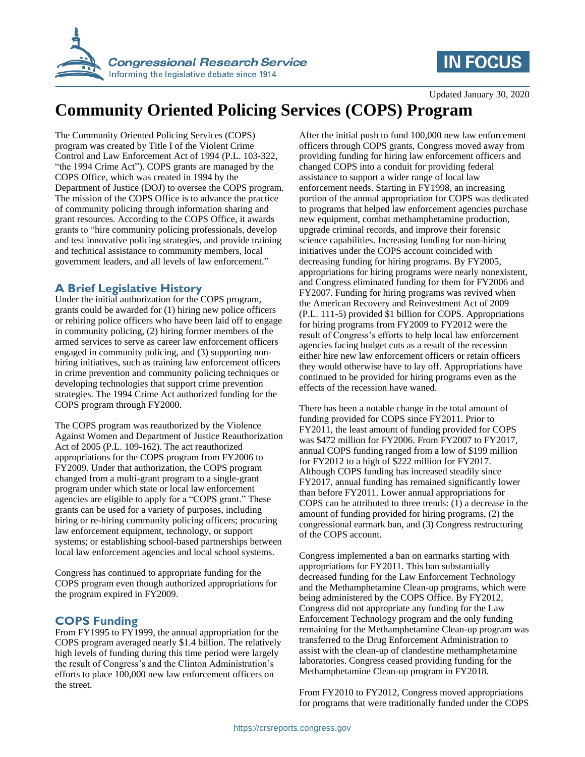Updated January 30, 2020

# Community Oriented Policing Services (COPS) Program

The Community Oriented Policing Services (COPS) program was created by Title I of the Violent Crime Control and Law Enforcement Act of 1994 (P.L. 103-322, "the 1994 Crime Act"). COPS grants are managed by the COPS Office, which was created in 1994 by the Department of Justice (DOJ) to oversee the COPS program. The mission of the COPS Office is to advance the practice of community policing through information sharing and grant resources. According to the COPS Office, it awards grants to "hire community policing professionals, develop and test innovative policing strategies, and provide training and technical assistance to community members, local government leaders, and all levels of law enforcement."

## A Brief Legislative History

Under the initial authorization for the COPS program, grants could be awarded for (1) hiring new police officers or rehiring police officers who have been laid off to engage in community policing, (2) hiring former members of the armed services to serve as career law enforcement officers engaged in community policing, and (3) supporting non-hiring initiatives, such as training law enforcement officers in crime prevention and community policing techniques or developing technologies that support crime prevention strategies. The 1994 Crime Act authorized funding for the COPS program through FY2000.

The COPS program was reauthorized by the Violence Against Women and Department of Justice Reauthorization Act of 2005 (P.L. 109-162). The act reauthorized appropriations for the COPS program from FY2006 to FY2009. Under that authorization, the COPS program changed from a multi-grant program to a single-grant program under which state or local law enforcement agencies are eligible to apply for a "COPS grant." These grants can be used for a variety of purposes, including hiring or re-hiring community policing officers; procuring law enforcement equipment, technology, or support systems; or establishing school-based partnerships between local law enforcement agencies and local school systems.

Congress has continued to appropriate funding for the COPS program even though authorized appropriations for the program expired in FY2009.

## COPS Funding

From FY1995 to FY1999, the annual appropriation for the COPS program averaged nearly $1.4 billion. The relatively high levels of funding during this time period were largely the result of Congress's and the Clinton Administration's efforts to place 100,000 new law enforcement officers on the street.

After the initial push to fund 100,000 new law enforcement officers through COPS grants, Congress moved away from providing funding for hiring law enforcement officers and changed COPS into a conduit for providing federal assistance to support a wider range of local law enforcement needs. Starting in FY1998, an increasing portion of the annual appropriation for COPS was dedicated to programs that helped law enforcement agencies purchase new equipment, combat methamphetamine production, upgrade criminal records, and improve their forensic science capabilities. Increasing funding for non-hiring initiatives under the COPS account coincided with decreasing funding for hiring programs. By FY2005, appropriations for hiring programs were nearly nonexistent, and Congress eliminated funding for them for FY2006 and FY2007. Funding for hiring programs was revived when the American Recovery and Reinvestment Act of 2009 (P.L. 111-5) provided $1 billion for COPS. Appropriations for hiring programs from FY2009 to FY2012 were the result of Congress's efforts to help local law enforcement agencies facing budget cuts as a result of the recession either hire new law enforcement officers or retain officers they would otherwise have to lay off. Appropriations have continued to be provided for hiring programs even as the effects of the recession have waned.

There has been a notable change in the total amount of funding provided for COPS since FY2011. Prior to FY2011, the least amount of funding provided for COPS was $472 million for FY2006. From FY2007 to FY2017, annual COPS funding ranged from a low of $199 million for FY2012 to a high of $222 million for FY2017. Although COPS funding has increased steadily since FY2017, annual funding has remained significantly lower than before FY2011. Lower annual appropriations for COPS can be attributed to three trends: (1) a decrease in the amount of funding provided for hiring programs, (2) the congressional earmark ban, and (3) Congress restructuring of the COPS account.

Congress implemented a ban on earmarks starting with appropriations for FY2011. This ban substantially decreased funding for the Law Enforcement Technology and the Methamphetamine Clean-up programs, which were being administered by the COPS Office. By FY2012, Congress did not appropriate any funding for the Law Enforcement Technology program and the only funding remaining for the Methamphetamine Clean-up program was transferred to the Drug Enforcement Administration to assist with the clean-up of clandestine methamphetamine laboratories. Congress ceased providing funding for the Methamphetamine Clean-up program in FY2018.

From FY2010 to FY2012, Congress moved appropriations for programs that were traditionally funded under the COPS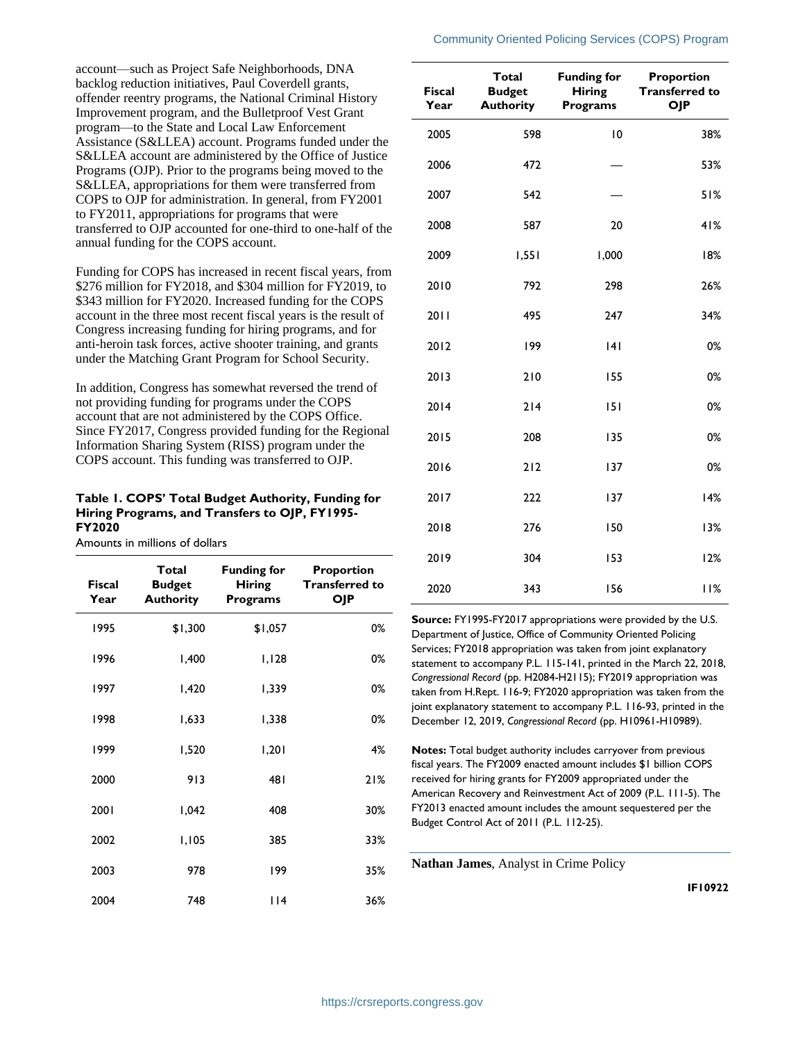account—such as Project Safe Neighborhoods, DNA backlog reduction initiatives, Paul Coverdell grants, offender reentry programs, the National Criminal History Improvement program, and the Bulletproof Vest Grant program—to the State and Local Law Enforcement Assistance (S&LLEA) account. Programs funded under the S&LLEA account are administered by the Office of Justice Programs (OJP). Prior to the programs being moved to the S&LLEA, appropriations for them were transferred from COPS to OJP for administration. In general, from FY2001 to FY2011, appropriations for programs that were transferred to OJP accounted for one-third to one-half of the annual funding for the COPS account.

Funding for COPS has increased in recent fiscal years, from $276 million for FY2018, and $304 million for FY2019, to $343 million for FY2020. Increased funding for the COPS account in the three most recent fiscal years is the result of Congress increasing funding for hiring programs, and for anti-heroin task forces, active shooter training, and grants under the Matching Grant Program for School Security.

In addition, Congress has somewhat reversed the trend of not providing funding for programs under the COPS account that are not administered by the COPS Office. Since FY2017, Congress provided funding for the Regional Information Sharing System (RISS) program under the COPS account. This funding was transferred to OJP.

**Table 1. COPS' Total Budget Authority, Funding for Hiring Programs, and Transfers to OJP, FY1995-FY2020**

Amounts in millions of dollars

| Fiscal Year | Total Budget Authority | Funding for Hiring Programs | Proportion Transferred to OJP |
|---|---|---|---|
| 1995 | $1,300 | $1,057 | 0% |
| 1996 | 1,400 | 1,128 | 0% |
| 1997 | 1,420 | 1,339 | 0% |
| 1998 | 1,633 | 1,338 | 0% |
| 1999 | 1,520 | 1,201 | 4% |
| 2000 | 913 | 481 | 21% |
| 2001 | 1,042 | 408 | 30% |
| 2002 | 1,105 | 385 | 33% |
| 2003 | 978 | 199 | 35% |
| 2004 | 748 | 114 | 36% |
| 2005 | 598 | 10 | 38% |
| 2006 | 472 | — | 53% |
| 2007 | 542 | — | 51% |
| 2008 | 587 | 20 | 41% |
| 2009 | 1,551 | 1,000 | 18% |
| 2010 | 792 | 298 | 26% |
| 2011 | 495 | 247 | 34% |
| 2012 | 199 | 141 | 0% |
| 2013 | 210 | 155 | 0% |
| 2014 | 214 | 151 | 0% |
| 2015 | 208 | 135 | 0% |
| 2016 | 212 | 137 | 0% |
| 2017 | 222 | 137 | 14% |
| 2018 | 276 | 150 | 13% |
| 2019 | 304 | 153 | 12% |
| 2020 | 343 | 156 | 11% |

**Source:** FY1995-FY2017 appropriations were provided by the U.S. Department of Justice, Office of Community Oriented Policing Services; FY2018 appropriation was taken from joint explanatory statement to accompany P.L. 115-141, printed in the March 22, 2018, *Congressional Record* (pp. H2084-H2115); FY2019 appropriation was taken from H.Rept. 116-9; FY2020 appropriation was taken from the joint explanatory statement to accompany P.L. 116-93, printed in the December 12, 2019, *Congressional Record* (pp. H10961-H10989).

**Notes:** Total budget authority includes carryover from previous fiscal years. The FY2009 enacted amount includes $1 billion COPS received for hiring grants for FY2009 appropriated under the American Recovery and Reinvestment Act of 2009 (P.L. 111-5). The FY2013 enacted amount includes the amount sequestered per the Budget Control Act of 2011 (P.L. 112-25).

**Nathan James**, Analyst in Crime Policy

**IF10922**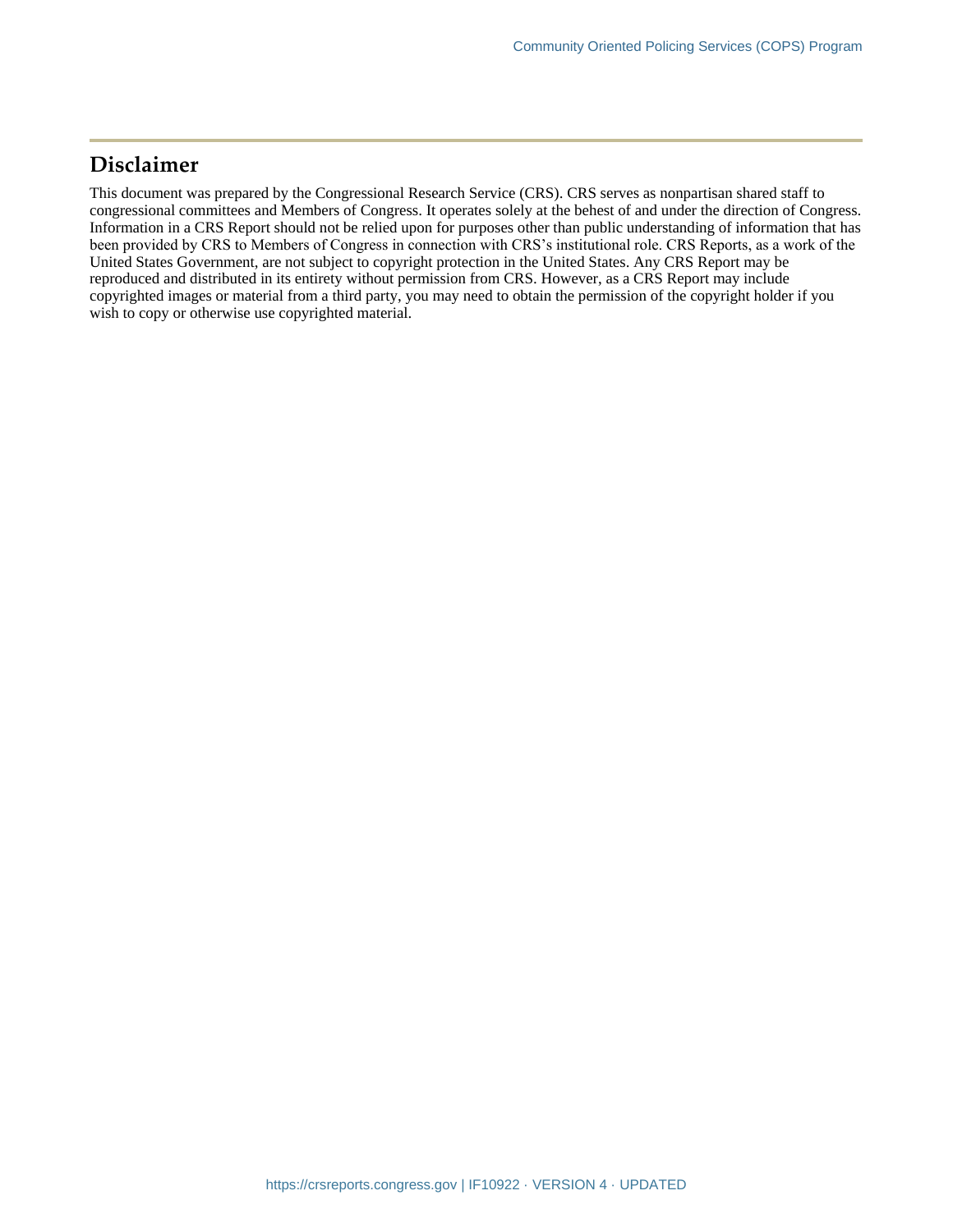## Disclaimer

This document was prepared by the Congressional Research Service (CRS). CRS serves as nonpartisan shared staff to congressional committees and Members of Congress. It operates solely at the behest of and under the direction of Congress. Information in a CRS Report should not be relied upon for purposes other than public understanding of information that has been provided by CRS to Members of Congress in connection with CRS's institutional role. CRS Reports, as a work of the United States Government, are not subject to copyright protection in the United States. Any CRS Report may be reproduced and distributed in its entirety without permission from CRS. However, as a CRS Report may include copyrighted images or material from a third party, you may need to obtain the permission of the copyright holder if you wish to copy or otherwise use copyrighted material.